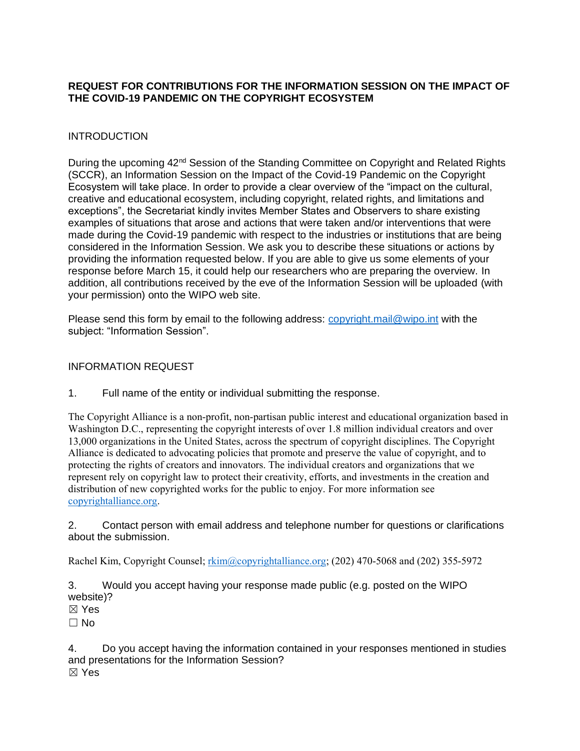**REQUEST FOR CONTRIBUTIONS FOR THE INFORMATION SESSION ON THE IMPACT OF THE COVID-19 PANDEMIC ON THE COPYRIGHT ECOSYSTEM**

INTRODUCTION

During the upcoming 42nd Session of the Standing Committee on Copyright and Related Rights (SCCR), an Information Session on the Impact of the Covid-19 Pandemic on the Copyright Ecosystem will take place. In order to provide a clear overview of the "impact on the cultural, creative and educational ecosystem, including copyright, related rights, and limitations and exceptions", the Secretariat kindly invites Member States and Observers to share existing examples of situations that arose and actions that were taken and/or interventions that were made during the Covid-19 pandemic with respect to the industries or institutions that are being considered in the Information Session. We ask you to describe these situations or actions by providing the information requested below. If you are able to give us some elements of your response before March 15, it could help our researchers who are preparing the overview. In addition, all contributions received by the eve of the Information Session will be uploaded (with your permission) onto the WIPO web site.

Please send this form by email to the following address: copyright.mail@wipo.int with the subject: "Information Session".

INFORMATION REQUEST

1. Full name of the entity or individual submitting the response.

The Copyright Alliance is a non-profit, non-partisan public interest and educational organization based in Washington D.C., representing the copyright interests of over 1.8 million individual creators and over 13,000 organizations in the United States, across the spectrum of copyright disciplines. The Copyright Alliance is dedicated to advocating policies that promote and preserve the value of copyright, and to protecting the rights of creators and innovators. The individual creators and organizations that we represent rely on copyright law to protect their creativity, efforts, and investments in the creation and distribution of new copyrighted works for the public to enjoy. For more information see copyrightalliance.org.

2. Contact person with email address and telephone number for questions or clarifications about the submission.

Rachel Kim, Copyright Counsel; rkim@copyrightalliance.org; (202) 470-5068 and (202) 355-5972

3. Would you accept having your response made public (e.g. posted on the WIPO website)?

☒ Yes

☐ No

4. Do you accept having the information contained in your responses mentioned in studies and presentations for the Information Session?

☒ Yes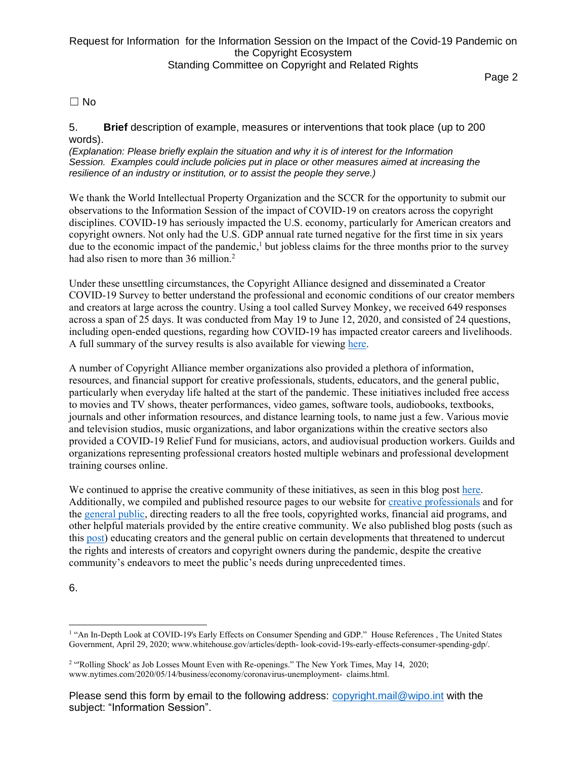☐ No

5. **Brief** description of example, measures or interventions that took place (up to 200 words).

*(Explanation: Please briefly explain the situation and why it is of interest for the Information Session. Examples could include policies put in place or other measures aimed at increasing the resilience of an industry or institution, or to assist the people they serve.)*

We thank the World Intellectual Property Organization and the SCCR for the opportunity to submit our observations to the Information Session of the impact of COVID-19 on creators across the copyright disciplines. COVID-19 has seriously impacted the U.S. economy, particularly for American creators and copyright owners. Not only had the U.S. GDP annual rate turned negative for the first time in six years due to the economic impact of the pandemic,[1] but jobless claims for the three months prior to the survey had also risen to more than 36 million.[2]

Under these unsettling circumstances, the Copyright Alliance designed and disseminated a Creator COVID-19 Survey to better understand the professional and economic conditions of our creator members and creators at large across the country. Using a tool called Survey Monkey, we received 649 responses across a span of 25 days. It was conducted from May 19 to June 12, 2020, and consisted of 24 questions, including open-ended questions, regarding how COVID-19 has impacted creator careers and livelihoods. A full summary of the survey results is also available for viewing here.

A number of Copyright Alliance member organizations also provided a plethora of information, resources, and financial support for creative professionals, students, educators, and the general public, particularly when everyday life halted at the start of the pandemic. These initiatives included free access to movies and TV shows, theater performances, video games, software tools, audiobooks, textbooks, journals and other information resources, and distance learning tools, to name just a few. Various movie and television studios, music organizations, and labor organizations within the creative sectors also provided a COVID-19 Relief Fund for musicians, actors, and audiovisual production workers. Guilds and organizations representing professional creators hosted multiple webinars and professional development training courses online.

We continued to apprise the creative community of these initiatives, as seen in this blog post here. Additionally, we compiled and published resource pages to our website for creative professionals and for the general public, directing readers to all the free tools, copyrighted works, financial aid programs, and other helpful materials provided by the entire creative community. We also published blog posts (such as this post) educating creators and the general public on certain developments that threatened to undercut the rights and interests of creators and copyright owners during the pandemic, despite the creative community's endeavors to meet the public's needs during unprecedented times.

6.

---

[1] "An In-Depth Look at COVID-19's Early Effects on Consumer Spending and GDP." House References , The United States Government, April 29, 2020; www.whitehouse.gov/articles/depth- look-covid-19s-early-effects-consumer-spending-gdp/.

[2] "'Rolling Shock' as Job Losses Mount Even with Re-openings." The New York Times, May 14, 2020; www.nytimes.com/2020/05/14/business/economy/coronavirus-unemployment- claims.html.

Please send this form by email to the following address: copyright.mail@wipo.int with the subject: "Information Session".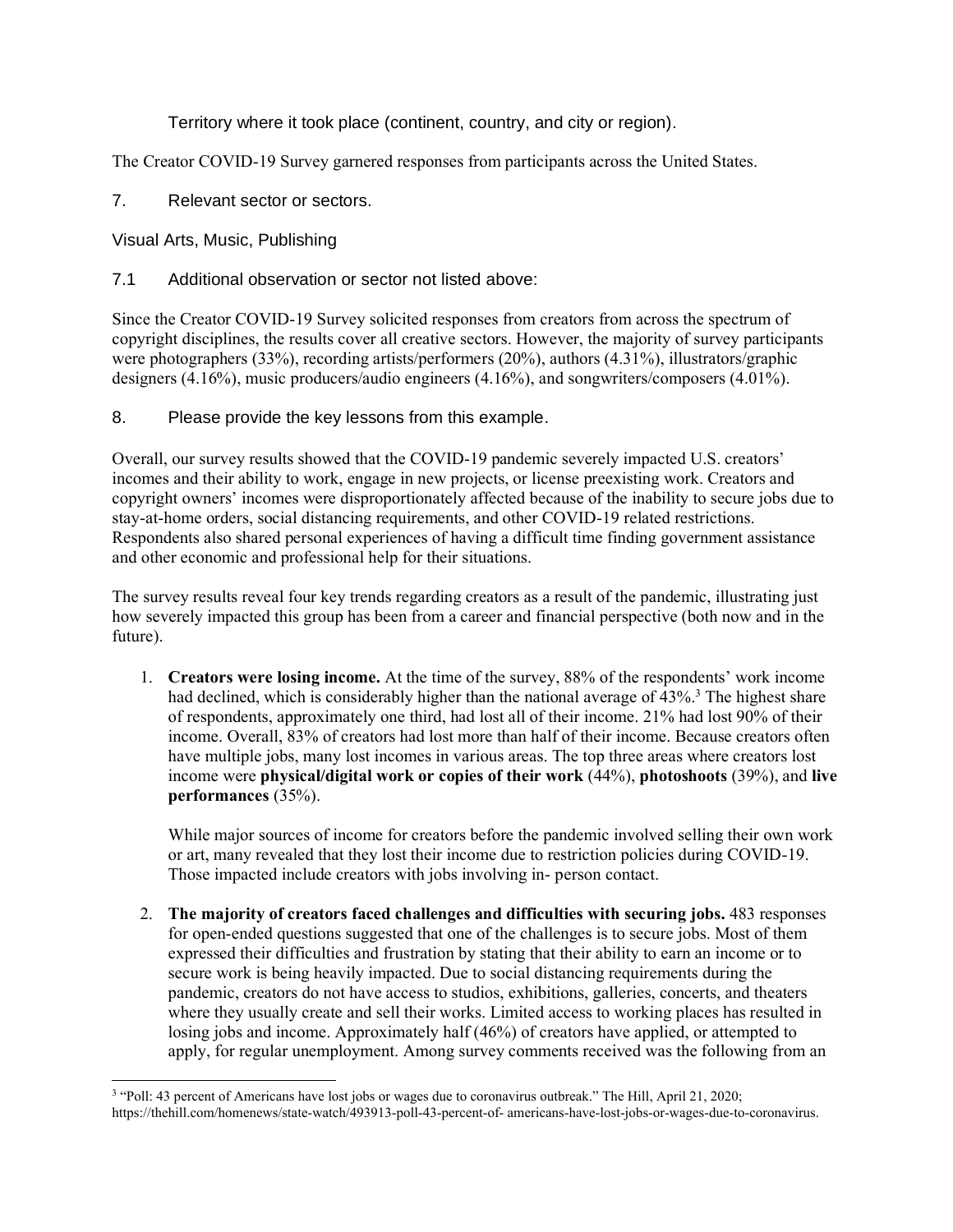Territory where it took place (continent, country, and city or region).

The Creator COVID-19 Survey garnered responses from participants across the United States.

7. Relevant sector or sectors.

Visual Arts, Music, Publishing

7.1 Additional observation or sector not listed above:

Since the Creator COVID-19 Survey solicited responses from creators from across the spectrum of copyright disciplines, the results cover all creative sectors. However, the majority of survey participants were photographers (33%), recording artists/performers (20%), authors (4.31%), illustrators/graphic designers (4.16%), music producers/audio engineers (4.16%), and songwriters/composers (4.01%).

8. Please provide the key lessons from this example.

Overall, our survey results showed that the COVID-19 pandemic severely impacted U.S. creators' incomes and their ability to work, engage in new projects, or license preexisting work. Creators and copyright owners' incomes were disproportionately affected because of the inability to secure jobs due to stay-at-home orders, social distancing requirements, and other COVID-19 related restrictions. Respondents also shared personal experiences of having a difficult time finding government assistance and other economic and professional help for their situations.

The survey results reveal four key trends regarding creators as a result of the pandemic, illustrating just how severely impacted this group has been from a career and financial perspective (both now and in the future).

1. **Creators were losing income.** At the time of the survey, 88% of the respondents' work income had declined, which is considerably higher than the national average of 43%.[3] The highest share of respondents, approximately one third, had lost all of their income. 21% had lost 90% of their income. Overall, 83% of creators had lost more than half of their income. Because creators often have multiple jobs, many lost incomes in various areas. The top three areas where creators lost income were **physical/digital work or copies of their work** (44%), **photoshoots** (39%), and **live performances** (35%).

   While major sources of income for creators before the pandemic involved selling their own work or art, many revealed that they lost their income due to restriction policies during COVID-19. Those impacted include creators with jobs involving in- person contact.

2. **The majority of creators faced challenges and difficulties with securing jobs.** 483 responses for open-ended questions suggested that one of the challenges is to secure jobs. Most of them expressed their difficulties and frustration by stating that their ability to earn an income or to secure work is being heavily impacted. Due to social distancing requirements during the pandemic, creators do not have access to studios, exhibitions, galleries, concerts, and theaters where they usually create and sell their works. Limited access to working places has resulted in losing jobs and income. Approximately half (46%) of creators have applied, or attempted to apply, for regular unemployment. Among survey comments received was the following from an

[3] "Poll: 43 percent of Americans have lost jobs or wages due to coronavirus outbreak." The Hill, April 21, 2020; https://thehill.com/homenews/state-watch/493913-poll-43-percent-of- americans-have-lost-jobs-or-wages-due-to-coronavirus.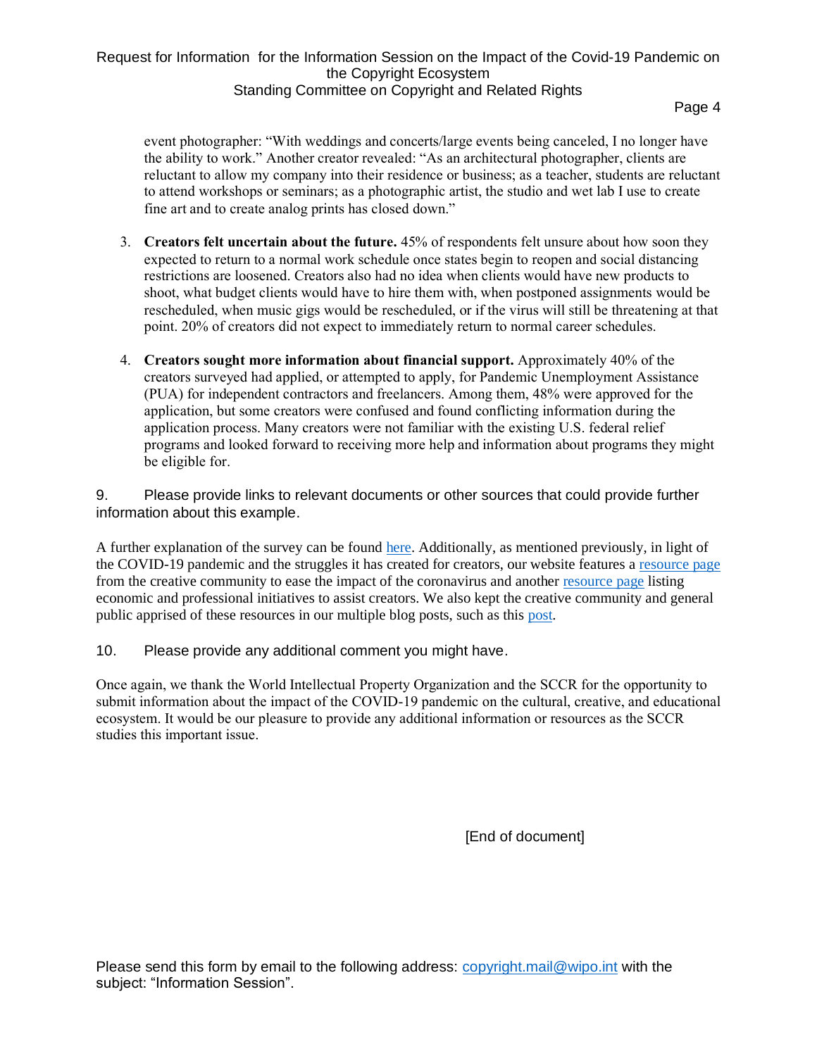event photographer: "With weddings and concerts/large events being canceled, I no longer have the ability to work." Another creator revealed: "As an architectural photographer, clients are reluctant to allow my company into their residence or business; as a teacher, students are reluctant to attend workshops or seminars; as a photographic artist, the studio and wet lab I use to create fine art and to create analog prints has closed down."

3. **Creators felt uncertain about the future.** 45% of respondents felt unsure about how soon they expected to return to a normal work schedule once states begin to reopen and social distancing restrictions are loosened. Creators also had no idea when clients would have new products to shoot, what budget clients would have to hire them with, when postponed assignments would be rescheduled, when music gigs would be rescheduled, or if the virus will still be threatening at that point. 20% of creators did not expect to immediately return to normal career schedules.

4. **Creators sought more information about financial support.** Approximately 40% of the creators surveyed had applied, or attempted to apply, for Pandemic Unemployment Assistance (PUA) for independent contractors and freelancers. Among them, 48% were approved for the application, but some creators were confused and found conflicting information during the application process. Many creators were not familiar with the existing U.S. federal relief programs and looked forward to receiving more help and information about programs they might be eligible for.

9. Please provide links to relevant documents or other sources that could provide further information about this example.

A further explanation of the survey can be found here. Additionally, as mentioned previously, in light of the COVID-19 pandemic and the struggles it has created for creators, our website features a resource page from the creative community to ease the impact of the coronavirus and another resource page listing economic and professional initiatives to assist creators. We also kept the creative community and general public apprised of these resources in our multiple blog posts, such as this post.

10. Please provide any additional comment you might have.

Once again, we thank the World Intellectual Property Organization and the SCCR for the opportunity to submit information about the impact of the COVID-19 pandemic on the cultural, creative, and educational ecosystem. It would be our pleasure to provide any additional information or resources as the SCCR studies this important issue.

[End of document]

Please send this form by email to the following address: copyright.mail@wipo.int with the subject: "Information Session".